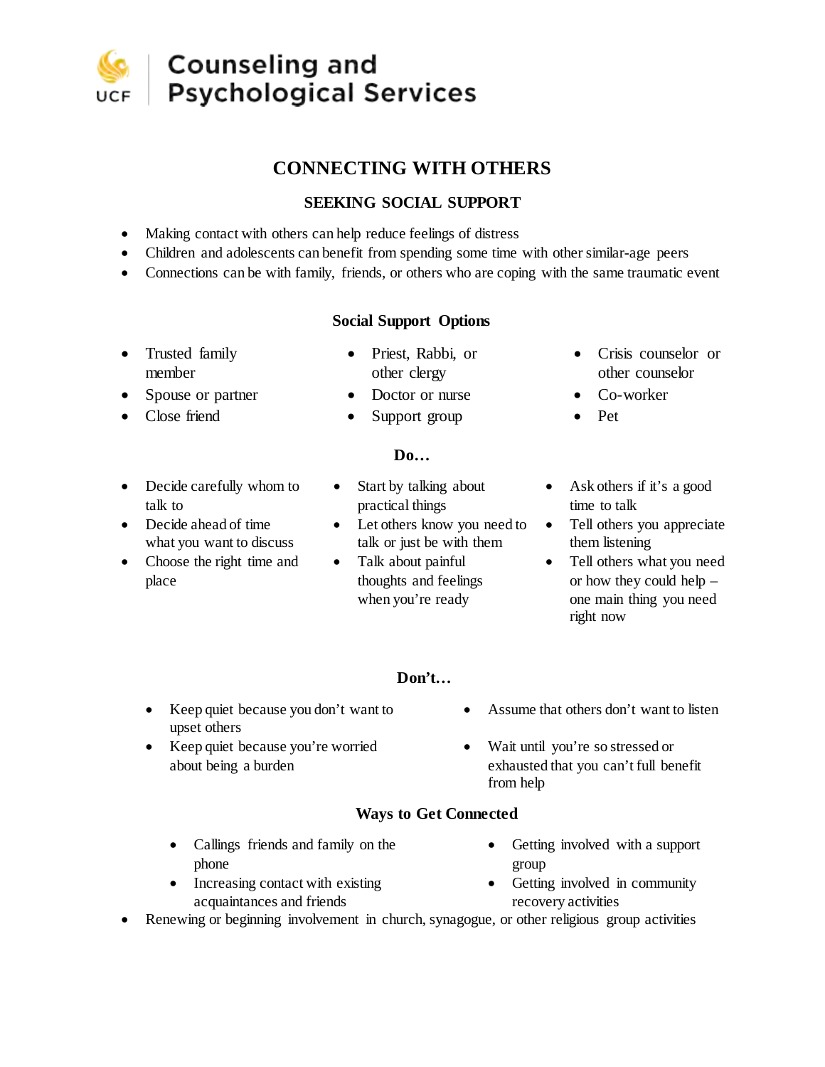**Counseling and Psychological Services**

# CONNECTING WITH OTHERS

## SEEKING SOCIAL SUPPORT

- Making contact with others can help reduce feelings of distress
- Children and adolescents can benefit from spending some time with other similar-age peers
- Connections can be with family, friends, or others who are coping with the same traumatic event

### Social Support Options

- Trusted family member
- Spouse or partner
- Close friend
- Priest, Rabbi, or other clergy
- Doctor or nurse
- Support group
- Crisis counselor or other counselor
- Co-worker
- Pet

### Do…

- Decide carefully whom to talk to
- Decide ahead of time what you want to discuss
- Choose the right time and place
- Start by talking about practical things
- Let others know you need to talk or just be with them
- Talk about painful thoughts and feelings when you're ready
- Ask others if it's a good time to talk
- Tell others you appreciate them listening
- Tell others what you need or how they could help – one main thing you need right now

### Don't…

- Keep quiet because you don't want to upset others
- Keep quiet because you're worried about being a burden
- Assume that others don't want to listen
- Wait until you're so stressed or exhausted that you can't full benefit from help

### Ways to Get Connected

- Callings friends and family on the phone
- Increasing contact with existing acquaintances and friends
- Getting involved with a support group
- Getting involved in community recovery activities
- Renewing or beginning involvement in church, synagogue, or other religious group activities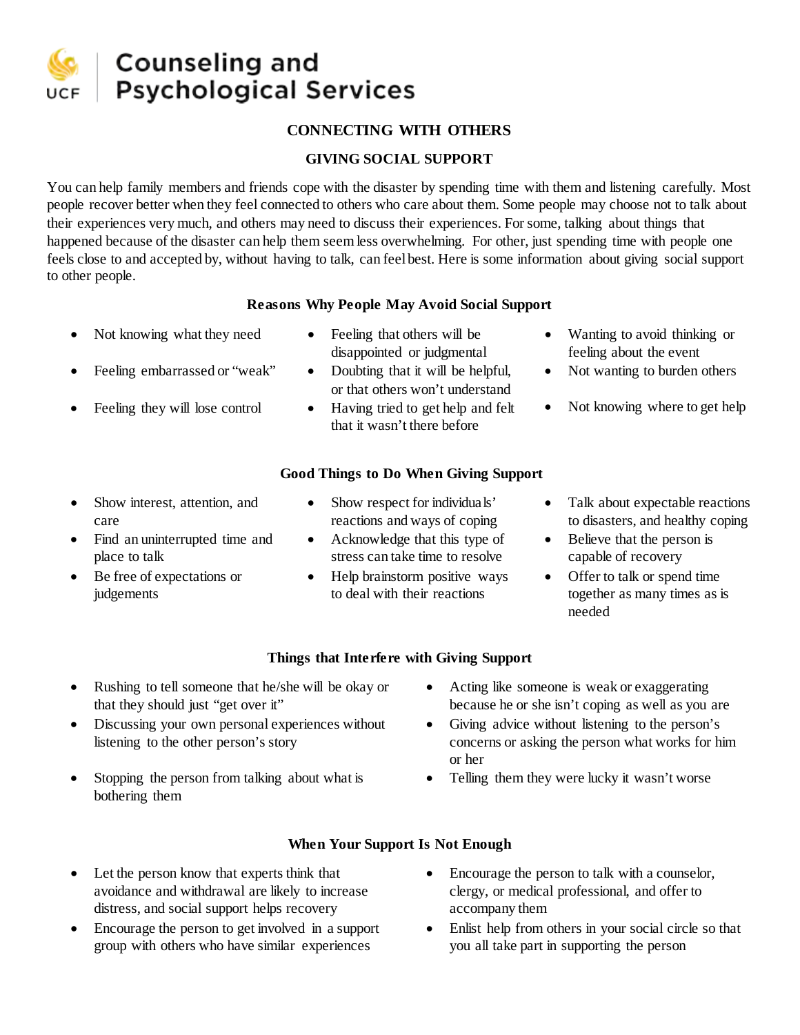# Counseling and Psychological Services

## CONNECTING WITH OTHERS

## GIVING SOCIAL SUPPORT

You can help family members and friends cope with the disaster by spending time with them and listening carefully. Most people recover better when they feel connected to others who care about them. Some people may choose not to talk about their experiences very much, and others may need to discuss their experiences. For some, talking about things that happened because of the disaster can help them seem less overwhelming. For other, just spending time with people one feels close to and accepted by, without having to talk, can feel best. Here is some information about giving social support to other people.

### Reasons Why People May Avoid Social Support

- Not knowing what they need
- Feeling embarrassed or "weak"
- Feeling they will lose control
- Feeling that others will be disappointed or judgmental
- Doubting that it will be helpful, or that others won't understand
- Having tried to get help and felt that it wasn't there before
- Wanting to avoid thinking or feeling about the event
- Not wanting to burden others
- Not knowing where to get help

### Good Things to Do When Giving Support

- Show interest, attention, and care
- Find an uninterrupted time and place to talk
- Be free of expectations or judgements
- Show respect for individuals' reactions and ways of coping
- Acknowledge that this type of stress can take time to resolve
- Help brainstorm positive ways to deal with their reactions
- Talk about expectable reactions to disasters, and healthy coping
- Believe that the person is capable of recovery
- Offer to talk or spend time together as many times as is needed

### Things that Interfere with Giving Support

- Rushing to tell someone that he/she will be okay or that they should just "get over it"
- Discussing your own personal experiences without listening to the other person's story
- Stopping the person from talking about what is bothering them
- Acting like someone is weak or exaggerating because he or she isn't coping as well as you are
- Giving advice without listening to the person's concerns or asking the person what works for him or her
- Telling them they were lucky it wasn't worse

### When Your Support Is Not Enough

- Let the person know that experts think that avoidance and withdrawal are likely to increase distress, and social support helps recovery
- Encourage the person to get involved in a support group with others who have similar experiences
- Encourage the person to talk with a counselor, clergy, or medical professional, and offer to accompany them
- Enlist help from others in your social circle so that you all take part in supporting the person